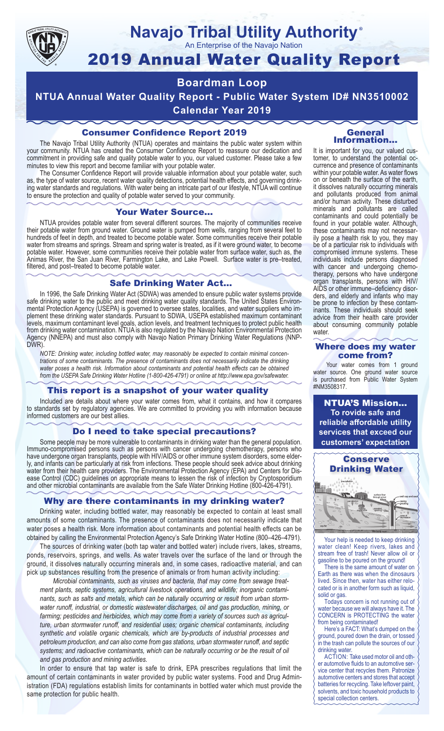# Navajo Tribal Utility Authority®

An Enterprise of the Navajo Nation

# 2019 Annual Water Quality Report

## Boardman Loop

## NTUA Annual Water Quality Report - Public Water System ID# NN3510002

## Calendar Year 2019

### Consumer Confidence Report 2019

The Navajo Tribal Utility Authority (NTUA) operates and maintains the public water system within your community. NTUA has created the Consumer Confidence Report to reassure our dedication and commitment in providing safe and quality potable water to you, our valued customer. Please take a few minutes to view this report and become familiar with your potable water.

The Consumer Confidence Report will provide valuable information about your potable water, such as, the type of water source, recent water quality detections, potential health effects, and governing drinking water standards and regulations. With water being an intricate part of our lifestyle, NTUA will continue to ensure the protection and quality of potable water served to your community.

### Your Water Source…

NTUA provides potable water from several different sources. The majority of communities receive their potable water from ground water. Ground water is pumped from wells, ranging from several feet to hundreds of feet in depth, and treated to become potable water. Some communities receive their potable water from streams and springs. Stream and spring water is treated, as if it were ground water, to become potable water. However, some communities receive their potable water from surface water, such as, the Animas River, the San Juan River, Farmington Lake, and Lake Powell. Surface water is pre–treated, filtered, and post–treated to become potable water.

### Safe Drinking Water Act…

In 1996, the Safe Drinking Water Act (SDWA) was amended to ensure public water systems provide safe drinking water to the public and meet drinking water quality standards. The United States Environmental Protection Agency (USEPA) is governed to oversee states, localities, and water suppliers who implement these drinking water standards. Pursuant to SDWA, USEPA established maximum contaminant levels, maximum contaminant level goals, action levels, and treatment techniques to protect public health from drinking water contamination. NTUA is also regulated by the Navajo Nation Environmental Protection Agency (NNEPA) and must also comply with Navajo Nation Primary Drinking Water Regulations (NNPDWR).

*NOTE: Drinking water, including bottled water, may reasonably be expected to contain minimal concentrations of some contaminants. The presence of contaminants does not necessarily indicate the drinking water poses a health risk. Information about contaminants and potential health effects can be obtained from the USEPA Safe Drinking Water Hotline (1-800-426-4791) or online at http://www.epa.gov/safewater.*

### This report is a snapshot of your water quality

Included are details about where your water comes from, what it contains, and how it compares to standards set by regulatory agencies. We are committed to providing you with information because informed customers are our best allies.

### Do I need to take special precautions?

Some people may be more vulnerable to contaminants in drinking water than the general population. Immuno-compromised persons such as persons with cancer undergoing chemotherapy, persons who have undergone organ transplants, people with HIV/AIDS or other immune system disorders, some elderly, and infants can be particularly at risk from infections. These people should seek advice about drinking water from their health care providers. The Environmental Protection Agency (EPA) and Centers for Disease Control (CDC) guidelines on appropriate means to lessen the risk of infection by Cryptosporidium and other microbial contaminants are available from the Safe Water Drinking Hotline (800-426-4791).

### Why are there contaminants in my drinking water?

Drinking water, including bottled water, may reasonably be expected to contain at least small amounts of some contaminants. The presence of contaminants does not necessarily indicate that water poses a health risk. More information about contaminants and potential health effects can be obtained by calling the Environmental Protection Agency's Safe Drinking Water Hotline (800–426–4791).

The sources of drinking water (both tap water and bottled water) include rivers, lakes, streams, ponds, reservoirs, springs, and wells. As water travels over the surface of the land or through the ground, it dissolves naturally occurring minerals and, in some cases, radioactive material, and can pick up substances resulting from the presence of animals or from human activity including:

*Microbial contaminants, such as viruses and bacteria, that may come from sewage treatment plants, septic systems, agricultural livestock operations, and wildlife; inorganic contaminants, such as salts and metals, which can be naturally occurring or result from urban stormwater runoff, industrial, or domestic wastewater discharges, oil and gas production, mining, or farming; pesticides and herbicides, which may come from a variety of sources such as agriculture, urban stormwater runoff, and residential uses; organic chemical contaminants, including synthetic and volatile organic chemicals, which are by-products of industrial processes and petroleum production, and can also come from gas stations, urban stormwater runoff, and septic systems; and radioactive contaminants, which can be naturally occurring or be the result of oil and gas production and mining activities.*

In order to ensure that tap water is safe to drink, EPA prescribes regulations that limit the amount of certain contaminants in water provided by public water systems. Food and Drug Administration (FDA) regulations establish limits for contaminants in bottled water which must provide the same protection for public health.

### General Information…

It is important for you, our valued customer, to understand the potential occurrence and presence of contaminants within your potable water. As water flows on or beneath the surface of the earth, it dissolves naturally occurring minerals and pollutants produced from animal and/or human activity. These disturbed minerals and pollutants are called contaminants and could potentially be found in your potable water. Although, these contaminants may not necessarily pose a health risk to you, they may be of a particular risk to individuals with compromised immune systems. These individuals include persons diagnosed with cancer and undergoing chemotherapy, persons who have undergone organ transplants, persons with HIV/AIDS or other immune–deficiency disorders, and elderly and infants who may be prone to infection by these contaminants. These individuals should seek advice from their health care provider about consuming community potable water.

### Where does my water come from?

Your water comes from 1 ground water source. One ground water source is purchased from Public Water System #NM3508317.

### NTUA'S Mission…

**To rovide safe and reliable affordable utility services that exceed our customers' expectation**

### Conserve Drinking Water

Your help is needed to keep drinking water clean! Keep rivers, lakes and stream free of trash! Never allow oil or gasoline to be poured on the ground!

There is the same amount of water on Earth as there was when the dinosaurs lived. Since then, water has either relocated or is in another form such as liquid, solid or gas.

Todays concern is not running out of water because we will always have it. The CONCERN is PROTECTING the water from being contaminated!

Here's a FACT: What's dumped on the ground, poured down the drain, or tossed in the trash can pollute the sources of our drinking water.

ACTION: Take used motor oil and other automotive fluids to an automotive service center that recycles them. Patronize automotive centers and stores that accept batteries for recycling. Take leftover paint, solvents, and toxic household products to special collection centers.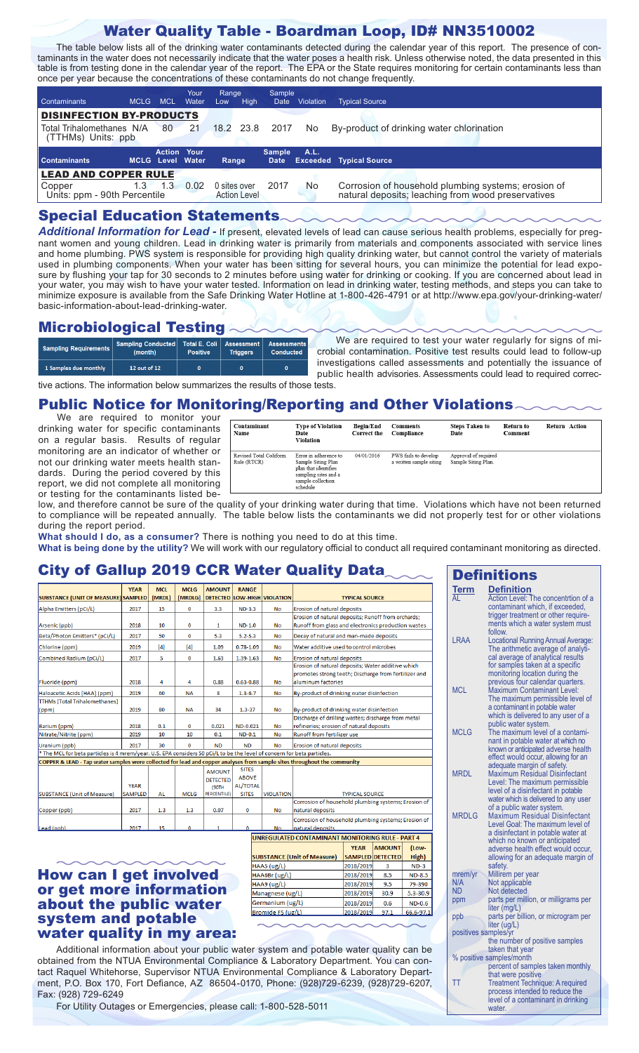# Water Quality Table - Boardman Loop, ID# NN3510002

The table below lists all of the drinking water contaminants detected during the calendar year of this report. The presence of contaminants in the water does not necessarily indicate that the water poses a health risk. Unless otherwise noted, the data presented in this table is from testing done in the calendar year of the report. The EPA or the State requires monitoring for certain contaminants less than once per year because the concentrations of these contaminants do not change frequently.

| Contaminants | MCLG | MCL | Your Water | Range Low | Range High | Sample Date | Violation | Typical Source |
|---|---|---|---|---|---|---|---|---|
| **DISINFECTION BY-PRODUCTS** | | | | | | | | |
| Total Trihalomethanes (TTHMs) Units: ppb | N/A | 80 | 21 | 18.2 | 23.8 | 2017 | No | By-product of drinking water chlorination |

| Contaminants | MCLG | Action Level | Your Water | Range | Sample Date | A.L. Exceeded | Typical Source |
|---|---|---|---|---|---|---|---|
| **LEAD AND COPPER RULE** | | | | | | | |
| Copper Units: ppm - 90th Percentile | 1.3 | 1.3 | 0.02 | 0 sites over Action Level | 2017 | No | Corrosion of household plumbing systems; erosion of natural deposits; leaching from wood preservatives |

## Special Education Statements

***Additional Information for Lead -*** If present, elevated levels of lead can cause serious health problems, especially for pregnant women and young children. Lead in drinking water is primarily from materials and components associated with service lines and home plumbing. PWS system is responsible for providing high quality drinking water, but cannot control the variety of materials used in plumbing components. When your water has been sitting for several hours, you can minimize the potential for lead exposure by flushing your tap for 30 seconds to 2 minutes before using water for drinking or cooking. If you are concerned about lead in your water, you may wish to have your water tested. Information on lead in drinking water, testing methods, and steps you can take to minimize exposure is available from the Safe Drinking Water Hotline at 1-800-426-4791 or at http://www.epa.gov/your-drinking-water/basic-information-about-lead-drinking-water.

## Microbiological Testing

| Sampling Requirements | Sampling Conducted (month) | Total E. Coli Positive | Assessment Triggers | Assessments Conducted |
|---|---|---|---|---|
| 1 Samples due monthly | 12 out of 12 | 0 | 0 | 0 |

We are required to test your water regularly for signs of microbial contamination. Positive test results could lead to follow-up investigations called assessments and potentially the issuance of public health advisories. Assessments could lead to required corrective actions. The information below summarizes the results of those tests.

## Public Notice for Monitoring/Reporting and Other Violations

We are required to monitor your drinking water for specific contaminants on a regular basis. Results of regular monitoring are an indicator of whether or not our drinking water meets health standards. During the period covered by this report, we did not complete all monitoring or testing for the contaminants listed below, and therefore cannot be sure of the quality of your drinking water during that time. Violations which have not been returned to compliance will be repeated annually. The table below lists the contaminants we did not properly test for or other violations during the report period.

| Contaminant Name | Type of Violation Date Violation | Begin/End Correct the | Comments Compliance | Steps Taken to Date | Return to Comment | Return Action |
|---|---|---|---|---|---|---|
| Revised Total Coliform Rule (RTCR) | Error in adherence to Sample Siting Plan plan that identifies sampling sites and a sample collection schedule | 04/01/2016 | PWS fails to develop a written sample siting | Approval of required Sample Siting Plan. | | |

**What should I do, as a consumer?** There is nothing you need to do at this time.

**What is being done by the utility?** We will work with our regulatory official to conduct all required contaminant monitoring as directed.

## City of Gallup 2019 CCR Water Quality Data

| SUBSTANCE (UNIT OF MEASURE) | YEAR SAMPLED | MCL [MRDL] | MCLG [MRDLG] | AMOUNT DETECTED | RANGE LOW-HIGH | VIOLATION | TYPICAL SOURCE |
|---|---|---|---|---|---|---|---|
| Alpha Emitters (pCi/L) | 2017 | 15 | 0 | 3.3 | ND-3.3 | No | Erosion of natural deposits |
| Arsenic (ppb) | 2018 | 10 | 0 | 1 | ND-1.0 | No | Erosion of natural deposits; Runoff from orchards; Runoff from glass and electronics production wastes |
| Beta/Photon Emitters* (pCi/L) | 2017 | 50 | 0 | 5.3 | 5.2-5.3 | No | Decay of natural and man-made deposits |
| Chlorine (ppm) | 2019 | [4] | [4] | 1.09 | 0.78-1.09 | No | Water additive used to control microbes |
| Combined Radium (pCi/L) | 2017 | 5 | 0 | 1.63 | 1.39-1.63 | No | Erosion of natural deposits |
| Fluoride (ppm) | 2018 | 4 | 4 | 0.88 | 0.63-0.88 | No | Erosion of natural deposits; Water additive which promotes strong teeth; Discharge from fertilizer and aluminum factories |
| Haloacetic Acids [HAA] (ppm) | 2019 | 60 | NA | 8 | 1.3-8.7 | No | By-product of drinking water disinfection |
| TTHMs [Total Trihalomethanes] (ppm) | 2019 | 80 | NA | 34 | 1.3-37 | No | By-product of drinking water disinfection |
| Barium (ppm) | 2018 | 0.1 | 0 | 0.021 | ND-0.021 | No | Discharge of drilling wastes; discharge from metal refineries; erosion of natural deposits |
| Nitrate/Nitrite (ppm) | 2019 | 10 | 10 | 0.1 | ND-0.1 | No | Runoff from Fertilizer use |
| Uranium (ppb) | 2017 | 30 | 0 | ND | ND | No | Erosion of natural deposits |

\* The MCL for beta particles is 4 mrem/year. U.S. EPA considers 50 pCi/L to be the level of concern for beta particles.

**COPPER & LEAD - Tap water samples were collected for lead and copper analyses from sample sites throughout the community**

| SUBSTANCE (Unit of Measure) | YEAR SAMPLED | AL | MCLG | AMOUNT DETECTED (90TH PERCENTILE) | SITES ABOVE AL/TOTAL SITES | VIOLATION | TYPICAL SOURCE |
|---|---|---|---|---|---|---|---|
| Copper (ppb) | 2017 | 1.3 | 1.3 | 0.07 | 0 | No | Corrosion of household plumbing systems; Erosion of natural deposits |
| Lead (ppb) | 2017 | 15 | 0 | 1 | 0 | No | Corrosion of household plumbing systems; Erosion of natural deposits |

| UNREGULATED CONTAMINANT MONITORING RULE - PART 4 | | | |
|---|---|---|---|
| **SUBSTANCE (Unit of Measure)** | **YEAR SAMPLED** | **AMOUNT DETECTED** | **(Low-High)** |
| HAA5 (ug/L) | 2018/2019 | 3 | ND-3 |
| HAA6Br (ug/L) | 2018/2019 | 8.5 | ND-8.5 |
| HAA9 (ug/L) | 2018/2019 | 9.5 | 79-390 |
| Managnese (ug/L) | 2018/2019 | 30.9 | 5.3-30.9 |
| Germanium (ug/L) | 2018/2019 | 0.6 | ND-0.6 |
| Bromide FS (ug/L) | 2018/2019 | 97.1 | 66.6-97.1 |

## How can I get involved or get more information about the public water system and potable water quality in my area:

Additional information about your public water system and potable water quality can be obtained from the NTUA Environmental Compliance & Laboratory Department. You can contact Raquel Whitehorse, Supervisor NTUA Environmental Compliance & Laboratory Department, P.O. Box 170, Fort Defiance, AZ 86504-0170, Phone: (928)729-6239, (928)729-6207, Fax: (928) 729-6249

For Utility Outages or Emergencies, please call: 1-800-528-5011

## Definitions

| Term | Definition |
|---|---|
| AL | Action Level: The concentrtion of a contaminant which, if exceeded, trigger treatment or other requirements which a water system must follow. |
| LRAA | Locational Running Annual Average: The arithmetic average of analytical results for samples taken at a specific monitoring location during the previous four calendar quarters. |
| MCL | Maximum Contaminant Level: The maximum permissible level of a contaminant in potable water which is delivered to any user of a public water system. |
| MCLG | The maximum level of a contaminant in potable water at which no known or anticipated adverse health effect would occur, allowing for an adequate margin of safety. |
| MRDL | Maximum Residual Disinfectant Level: The maximum permissible level of a disinfectant in potable water which is delivered to any user of a public water system. |
| MRDLG | Maximum Residual Disinfectant Level Goal: The maximum level of a disinfectant in potable water at which no known or anticipated adverse health effect would occur, allowing for an adequate margin of safety. |
| mrem/yr | Millirem per year |
| N/A | Not applicable |
| ND | Not detected |
| ppm | parts per million, or milligrams per liter (mg/L) |
| ppb | parts per billion, or microgram per liter (ug/L) |
| positives samples/yr | the number of positive samples taken that year |
| % positive samples/month | percent of samples taken monthly that were positive |
| TT | Treatment Technique: A required process intended to reduce the level of a contaminant in drinking water. |